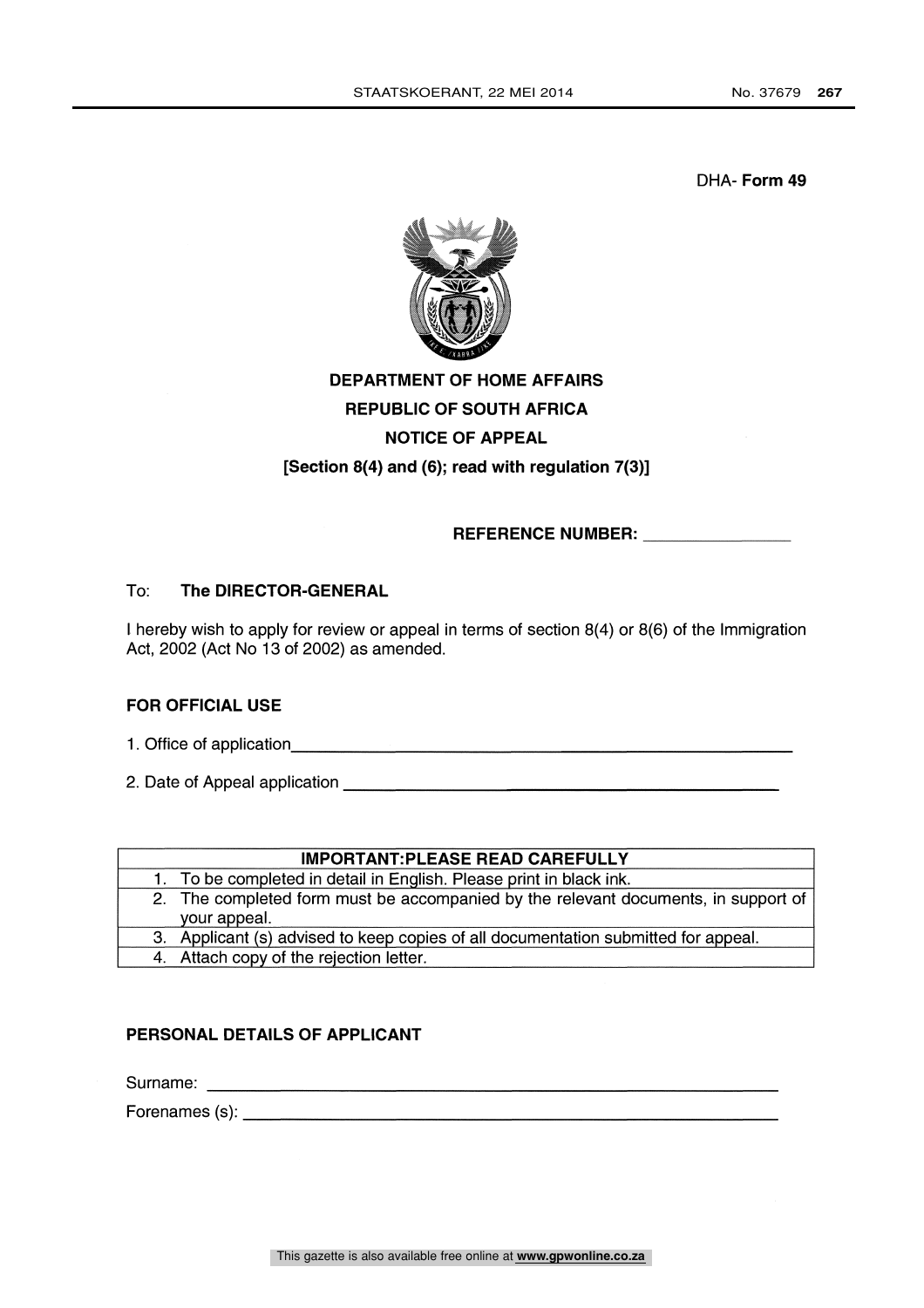DHA- **Form 49**

**DEPARTMENT OF HOME AFFAIRS**

**REPUBLIC OF SOUTH AFRICA**

**NOTICE OF APPEAL**

**[Section 8(4) and (6); read with regulation 7(3)]**

**REFERENCE NUMBER:** ________________

To: **The DIRECTOR-GENERAL**

I hereby wish to apply for review or appeal in terms of section 8(4) or 8(6) of the Immigration Act, 2002 (Act No 13 of 2002) as amended.

**FOR OFFICIAL USE**

1. Office of application________________________________________________

2. Date of Appeal application ___________________________________________

| **IMPORTANT:PLEASE READ CAREFULLY** |
|---|
| 1. To be completed in detail in English. Please print in black ink. |
| 2. The completed form must be accompanied by the relevant documents, in support of your appeal. |
| 3. Applicant (s) advised to keep copies of all documentation submitted for appeal. |
| 4. Attach copy of the rejection letter. |

**PERSONAL DETAILS OF APPLICANT**

Surname: ______________________________________________________

Forenames (s): __________________________________________________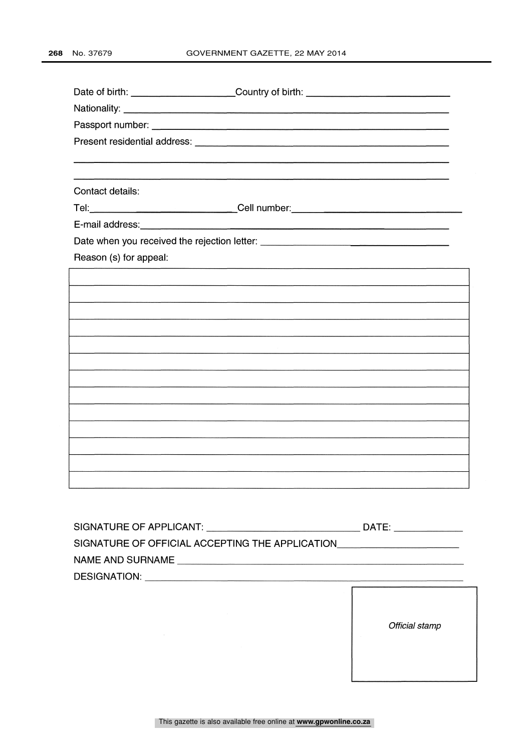Date of birth: ____________________ Country of birth: ____________________________

Nationality: ________________________________________________________________

Passport number: ____________________________________________________________

Present residential address: __________________________________________________

______________________________________________________________________________

______________________________________________________________________________

Contact details:

Tel: ______________________________ Cell number: ____________________________

E-mail address: _____________________________________________________________

Date when you received the rejection letter: ________________________________

Reason (s) for appeal:

| |
|---|
| |
| |
| |
| |
| |
| |
| |
| |
| |
| |
| |
| |

SIGNATURE OF APPLICANT: ______________________________ DATE: ______________

SIGNATURE OF OFFICIAL ACCEPTING THE APPLICATION ________________________

NAME AND SURNAME ____________________________________________________________

DESIGNATION: ________________________________________________________________

*Official stamp*